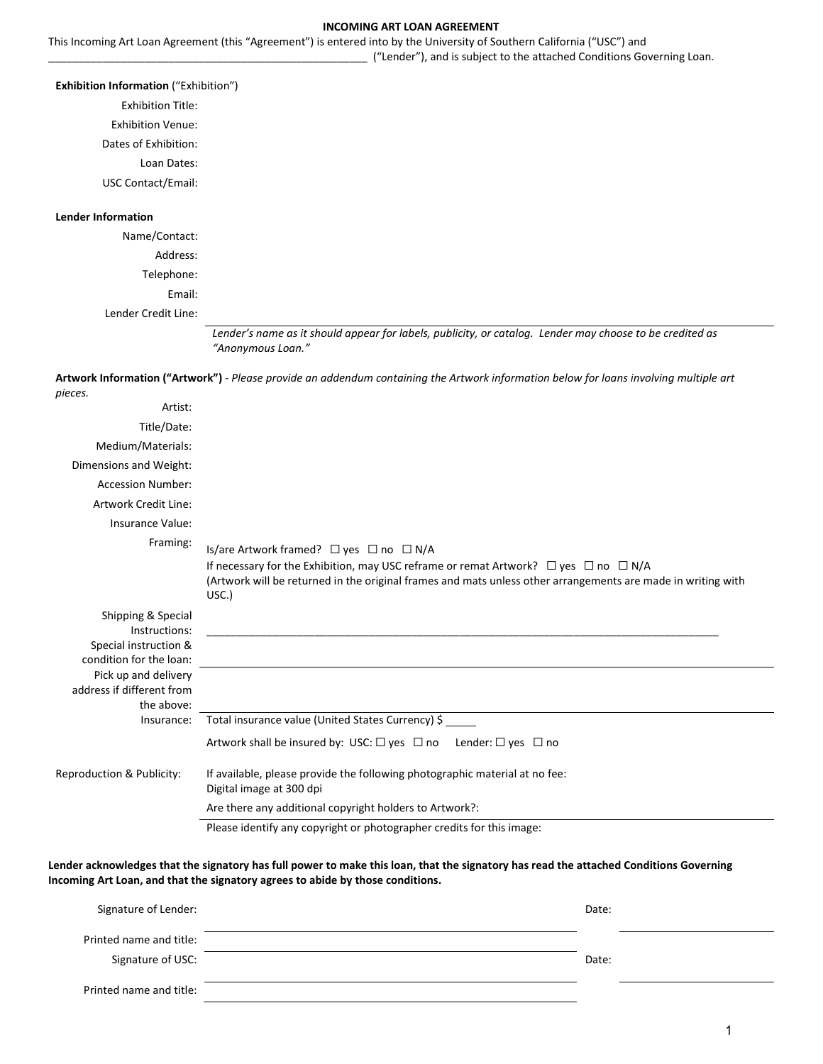# INCOMING ART LOAN AGREEMENT

This Incoming Art Loan Agreement (this "Agreement") is entered into by the University of Southern California ("USC") and _______________________________________________________ ("Lender"), and is subject to the attached Conditions Governing Loan.

**Exhibition Information** ("Exhibition")

Exhibition Title:

Exhibition Venue:

Dates of Exhibition:

Loan Dates:

USC Contact/Email:

**Lender Information**

Name/Contact:

Address:

Telephone:

Email:

Lender Credit Line: ____________________________________________

*Lender's name as it should appear for labels, publicity, or catalog. Lender may choose to be credited as "Anonymous Loan."*

**Artwork Information ("Artwork")** - *Please provide an addendum containing the Artwork information below for loans involving multiple art pieces.*

Artist:

Title/Date:

Medium/Materials:

Dimensions and Weight:

Accession Number:

Artwork Credit Line:

Insurance Value:

Framing: Is/are Artwork framed? ☐ yes ☐ no ☐ N/A

If necessary for the Exhibition, may USC reframe or remat Artwork? ☐ yes ☐ no ☐ N/A

(Artwork will be returned in the original frames and mats unless other arrangements are made in writing with USC.)

Shipping & Special Instructions: ____________________________________________

Special instruction & condition for the loan: ____________________________________________

Pick up and delivery address if different from the above: ____________________________________________

Insurance: Total insurance value (United States Currency) $ _____

Artwork shall be insured by: USC: ☐ yes ☐ no Lender: ☐ yes ☐ no

Reproduction & Publicity: If available, please provide the following photographic material at no fee:

Digital image at 300 dpi

Are there any additional copyright holders to Artwork?:

Please identify any copyright or photographer credits for this image:

**Lender acknowledges that the signatory has full power to make this loan, that the signatory has read the attached Conditions Governing Incoming Art Loan, and that the signatory agrees to abide by those conditions.**

Signature of Lender: ______________________________ Date: ______________

Printed name and title: ______________________________

Signature of USC: ______________________________ Date: ______________

Printed name and title: ______________________________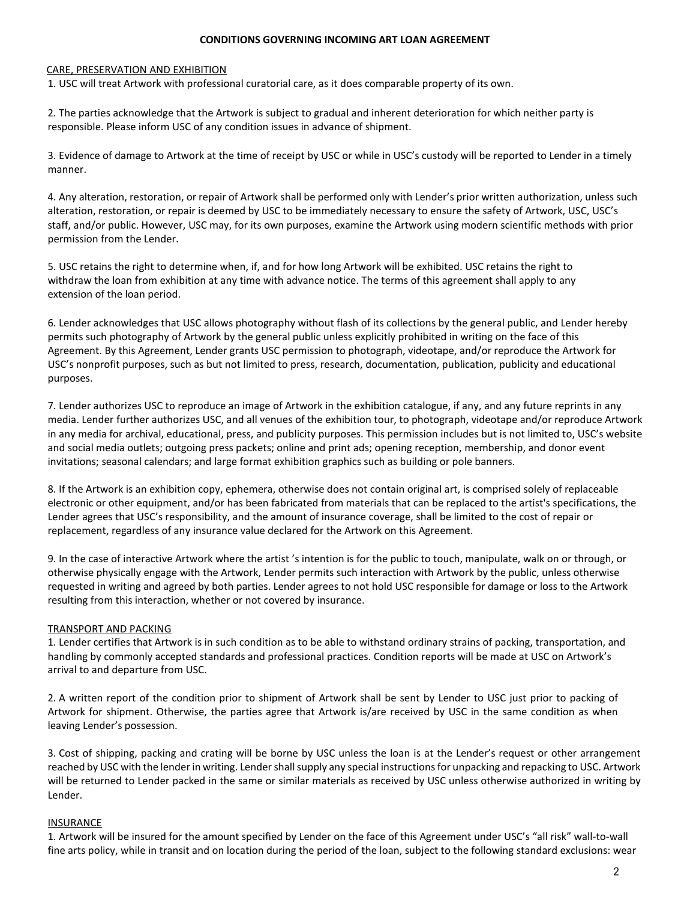# CONDITIONS GOVERNING INCOMING ART LOAN AGREEMENT

## CARE, PRESERVATION AND EXHIBITION

1. USC will treat Artwork with professional curatorial care, as it does comparable property of its own.

2. The parties acknowledge that the Artwork is subject to gradual and inherent deterioration for which neither party is responsible. Please inform USC of any condition issues in advance of shipment.

3. Evidence of damage to Artwork at the time of receipt by USC or while in USC's custody will be reported to Lender in a timely manner.

4. Any alteration, restoration, or repair of Artwork shall be performed only with Lender's prior written authorization, unless such alteration, restoration, or repair is deemed by USC to be immediately necessary to ensure the safety of Artwork, USC, USC's staff, and/or public. However, USC may, for its own purposes, examine the Artwork using modern scientific methods with prior permission from the Lender.

5. USC retains the right to determine when, if, and for how long Artwork will be exhibited. USC retains the right to withdraw the loan from exhibition at any time with advance notice. The terms of this agreement shall apply to any extension of the loan period.

6. Lender acknowledges that USC allows photography without flash of its collections by the general public, and Lender hereby permits such photography of Artwork by the general public unless explicitly prohibited in writing on the face of this Agreement. By this Agreement, Lender grants USC permission to photograph, videotape, and/or reproduce the Artwork for USC's nonprofit purposes, such as but not limited to press, research, documentation, publication, publicity and educational purposes.

7. Lender authorizes USC to reproduce an image of Artwork in the exhibition catalogue, if any, and any future reprints in any media. Lender further authorizes USC, and all venues of the exhibition tour, to photograph, videotape and/or reproduce Artwork in any media for archival, educational, press, and publicity purposes. This permission includes but is not limited to, USC's website and social media outlets; outgoing press packets; online and print ads; opening reception, membership, and donor event invitations; seasonal calendars; and large format exhibition graphics such as building or pole banners.

8. If the Artwork is an exhibition copy, ephemera, otherwise does not contain original art, is comprised solely of replaceable electronic or other equipment, and/or has been fabricated from materials that can be replaced to the artist's specifications, the Lender agrees that USC's responsibility, and the amount of insurance coverage, shall be limited to the cost of repair or replacement, regardless of any insurance value declared for the Artwork on this Agreement.

9. In the case of interactive Artwork where the artist 's intention is for the public to touch, manipulate, walk on or through, or otherwise physically engage with the Artwork, Lender permits such interaction with Artwork by the public, unless otherwise requested in writing and agreed by both parties. Lender agrees to not hold USC responsible for damage or loss to the Artwork resulting from this interaction, whether or not covered by insurance.

## TRANSPORT AND PACKING

1. Lender certifies that Artwork is in such condition as to be able to withstand ordinary strains of packing, transportation, and handling by commonly accepted standards and professional practices. Condition reports will be made at USC on Artwork's arrival to and departure from USC.

2. A written report of the condition prior to shipment of Artwork shall be sent by Lender to USC just prior to packing of Artwork for shipment. Otherwise, the parties agree that Artwork is/are received by USC in the same condition as when leaving Lender's possession.

3. Cost of shipping, packing and crating will be borne by USC unless the loan is at the Lender's request or other arrangement reached by USC with the lender in writing. Lender shall supply any special instructions for unpacking and repacking to USC. Artwork will be returned to Lender packed in the same or similar materials as received by USC unless otherwise authorized in writing by Lender.

## INSURANCE

1. Artwork will be insured for the amount specified by Lender on the face of this Agreement under USC's "all risk" wall-to-wall fine arts policy, while in transit and on location during the period of the loan, subject to the following standard exclusions: wear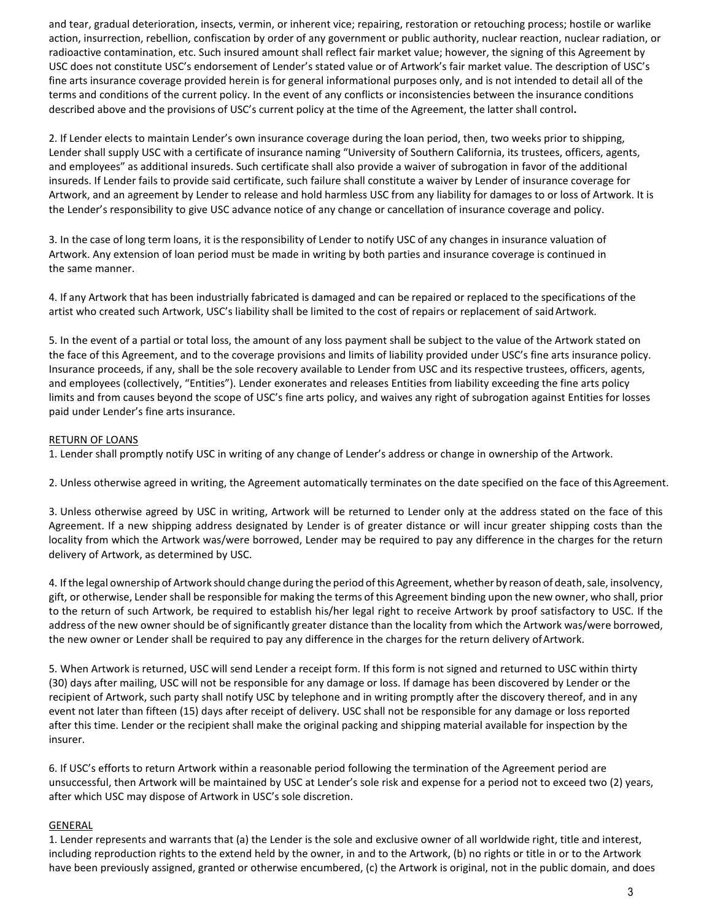and tear, gradual deterioration, insects, vermin, or inherent vice; repairing, restoration or retouching process; hostile or warlike action, insurrection, rebellion, confiscation by order of any government or public authority, nuclear reaction, nuclear radiation, or radioactive contamination, etc. Such insured amount shall reflect fair market value; however, the signing of this Agreement by USC does not constitute USC's endorsement of Lender's stated value or of Artwork's fair market value. The description of USC's fine arts insurance coverage provided herein is for general informational purposes only, and is not intended to detail all of the terms and conditions of the current policy. In the event of any conflicts or inconsistencies between the insurance conditions described above and the provisions of USC's current policy at the time of the Agreement, the latter shall control.

2. If Lender elects to maintain Lender's own insurance coverage during the loan period, then, two weeks prior to shipping, Lender shall supply USC with a certificate of insurance naming "University of Southern California, its trustees, officers, agents, and employees" as additional insureds. Such certificate shall also provide a waiver of subrogation in favor of the additional insureds. If Lender fails to provide said certificate, such failure shall constitute a waiver by Lender of insurance coverage for Artwork, and an agreement by Lender to release and hold harmless USC from any liability for damages to or loss of Artwork. It is the Lender's responsibility to give USC advance notice of any change or cancellation of insurance coverage and policy.

3. In the case of long term loans, it is the responsibility of Lender to notify USC of any changes in insurance valuation of Artwork. Any extension of loan period must be made in writing by both parties and insurance coverage is continued in the same manner.

4. If any Artwork that has been industrially fabricated is damaged and can be repaired or replaced to the specifications of the artist who created such Artwork, USC's liability shall be limited to the cost of repairs or replacement of said Artwork.

5. In the event of a partial or total loss, the amount of any loss payment shall be subject to the value of the Artwork stated on the face of this Agreement, and to the coverage provisions and limits of liability provided under USC's fine arts insurance policy. Insurance proceeds, if any, shall be the sole recovery available to Lender from USC and its respective trustees, officers, agents, and employees (collectively, "Entities"). Lender exonerates and releases Entities from liability exceeding the fine arts policy limits and from causes beyond the scope of USC's fine arts policy, and waives any right of subrogation against Entities for losses paid under Lender's fine arts insurance.

RETURN OF LOANS

1. Lender shall promptly notify USC in writing of any change of Lender's address or change in ownership of the Artwork.

2. Unless otherwise agreed in writing, the Agreement automatically terminates on the date specified on the face of this Agreement.

3. Unless otherwise agreed by USC in writing, Artwork will be returned to Lender only at the address stated on the face of this Agreement. If a new shipping address designated by Lender is of greater distance or will incur greater shipping costs than the locality from which the Artwork was/were borrowed, Lender may be required to pay any difference in the charges for the return delivery of Artwork, as determined by USC.

4. If the legal ownership of Artwork should change during the period of this Agreement, whether by reason of death, sale, insolvency, gift, or otherwise, Lender shall be responsible for making the terms of this Agreement binding upon the new owner, who shall, prior to the return of such Artwork, be required to establish his/her legal right to receive Artwork by proof satisfactory to USC. If the address of the new owner should be of significantly greater distance than the locality from which the Artwork was/were borrowed, the new owner or Lender shall be required to pay any difference in the charges for the return delivery of Artwork.

5. When Artwork is returned, USC will send Lender a receipt form. If this form is not signed and returned to USC within thirty (30) days after mailing, USC will not be responsible for any damage or loss. If damage has been discovered by Lender or the recipient of Artwork, such party shall notify USC by telephone and in writing promptly after the discovery thereof, and in any event not later than fifteen (15) days after receipt of delivery. USC shall not be responsible for any damage or loss reported after this time. Lender or the recipient shall make the original packing and shipping material available for inspection by the insurer.

6. If USC's efforts to return Artwork within a reasonable period following the termination of the Agreement period are unsuccessful, then Artwork will be maintained by USC at Lender's sole risk and expense for a period not to exceed two (2) years, after which USC may dispose of Artwork in USC's sole discretion.

GENERAL

1. Lender represents and warrants that (a) the Lender is the sole and exclusive owner of all worldwide right, title and interest, including reproduction rights to the extend held by the owner, in and to the Artwork, (b) no rights or title in or to the Artwork have been previously assigned, granted or otherwise encumbered, (c) the Artwork is original, not in the public domain, and does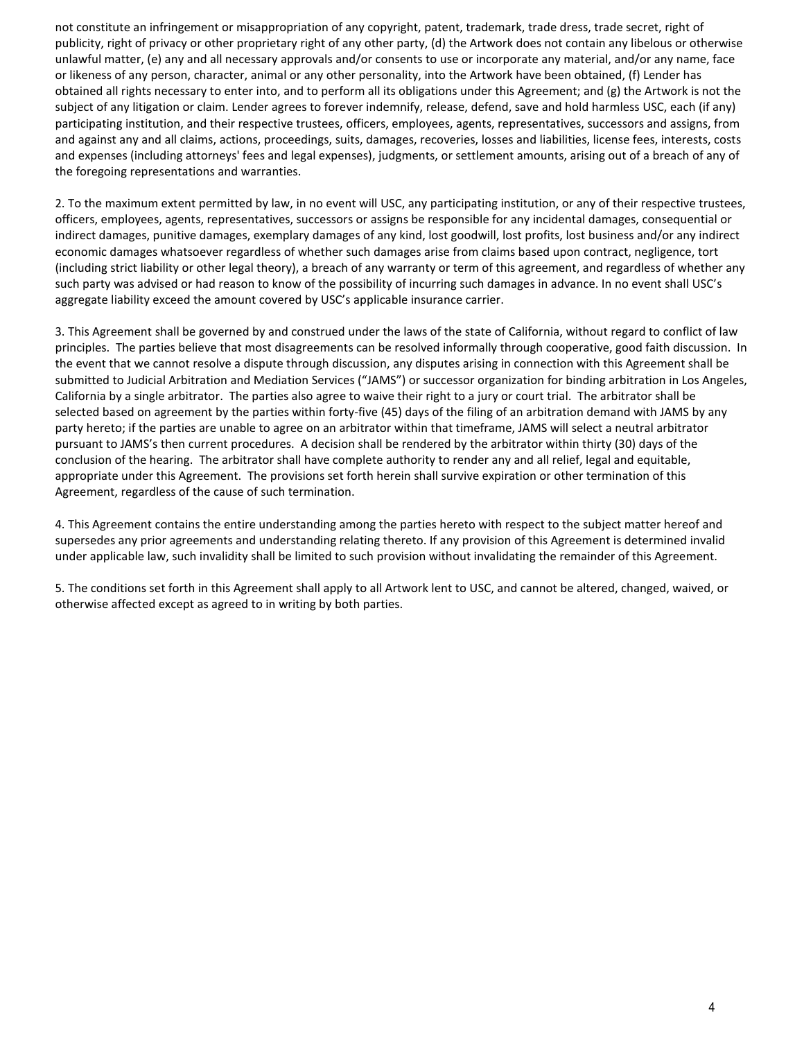not constitute an infringement or misappropriation of any copyright, patent, trademark, trade dress, trade secret, right of publicity, right of privacy or other proprietary right of any other party, (d) the Artwork does not contain any libelous or otherwise unlawful matter, (e) any and all necessary approvals and/or consents to use or incorporate any material, and/or any name, face or likeness of any person, character, animal or any other personality, into the Artwork have been obtained, (f) Lender has obtained all rights necessary to enter into, and to perform all its obligations under this Agreement; and (g) the Artwork is not the subject of any litigation or claim. Lender agrees to forever indemnify, release, defend, save and hold harmless USC, each (if any) participating institution, and their respective trustees, officers, employees, agents, representatives, successors and assigns, from and against any and all claims, actions, proceedings, suits, damages, recoveries, losses and liabilities, license fees, interests, costs and expenses (including attorneys' fees and legal expenses), judgments, or settlement amounts, arising out of a breach of any of the foregoing representations and warranties.

2. To the maximum extent permitted by law, in no event will USC, any participating institution, or any of their respective trustees, officers, employees, agents, representatives, successors or assigns be responsible for any incidental damages, consequential or indirect damages, punitive damages, exemplary damages of any kind, lost goodwill, lost profits, lost business and/or any indirect economic damages whatsoever regardless of whether such damages arise from claims based upon contract, negligence, tort (including strict liability or other legal theory), a breach of any warranty or term of this agreement, and regardless of whether any such party was advised or had reason to know of the possibility of incurring such damages in advance. In no event shall USC's aggregate liability exceed the amount covered by USC's applicable insurance carrier.

3. This Agreement shall be governed by and construed under the laws of the state of California, without regard to conflict of law principles. The parties believe that most disagreements can be resolved informally through cooperative, good faith discussion. In the event that we cannot resolve a dispute through discussion, any disputes arising in connection with this Agreement shall be submitted to Judicial Arbitration and Mediation Services ("JAMS") or successor organization for binding arbitration in Los Angeles, California by a single arbitrator. The parties also agree to waive their right to a jury or court trial. The arbitrator shall be selected based on agreement by the parties within forty-five (45) days of the filing of an arbitration demand with JAMS by any party hereto; if the parties are unable to agree on an arbitrator within that timeframe, JAMS will select a neutral arbitrator pursuant to JAMS's then current procedures. A decision shall be rendered by the arbitrator within thirty (30) days of the conclusion of the hearing. The arbitrator shall have complete authority to render any and all relief, legal and equitable, appropriate under this Agreement. The provisions set forth herein shall survive expiration or other termination of this Agreement, regardless of the cause of such termination.

4. This Agreement contains the entire understanding among the parties hereto with respect to the subject matter hereof and supersedes any prior agreements and understanding relating thereto. If any provision of this Agreement is determined invalid under applicable law, such invalidity shall be limited to such provision without invalidating the remainder of this Agreement.

5. The conditions set forth in this Agreement shall apply to all Artwork lent to USC, and cannot be altered, changed, waived, or otherwise affected except as agreed to in writing by both parties.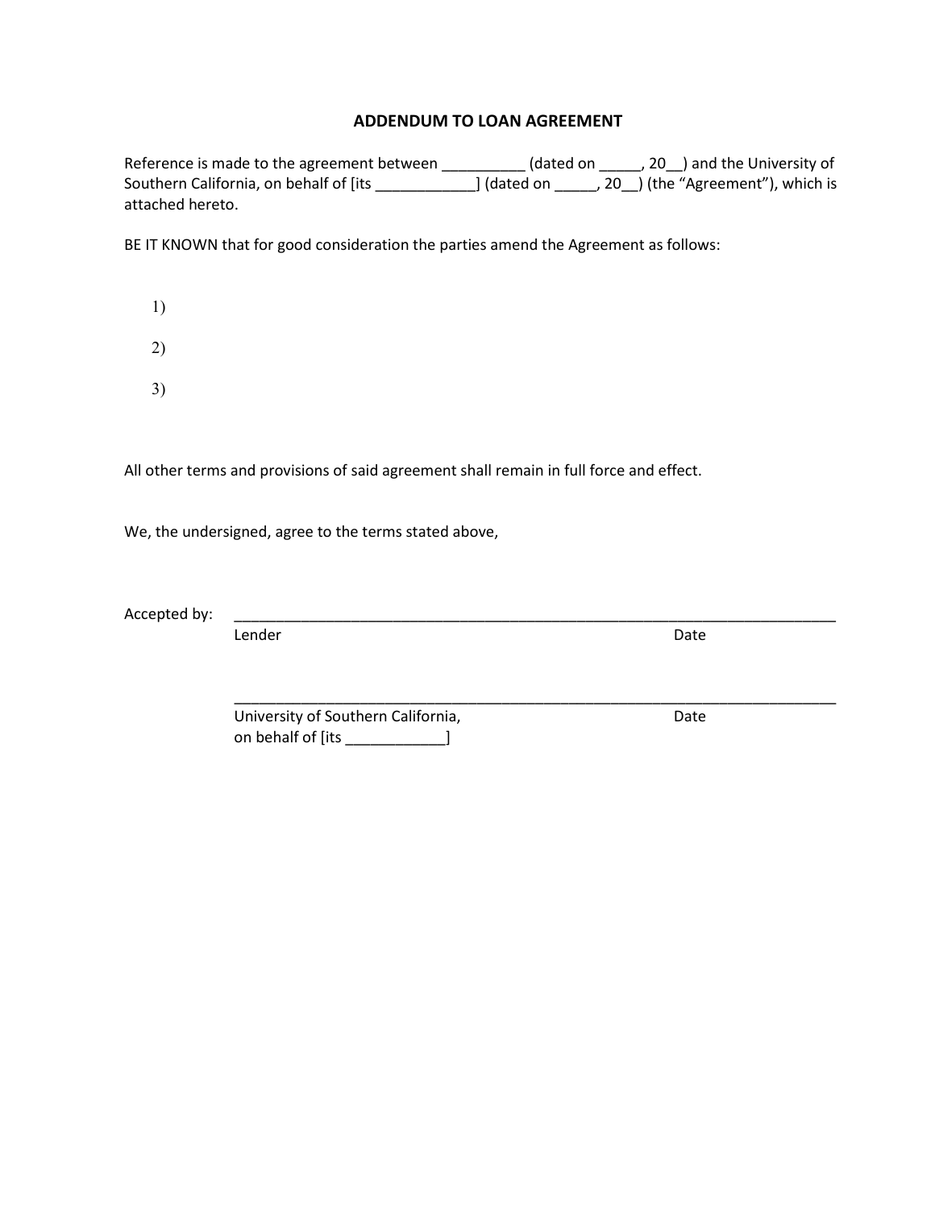# ADDENDUM TO LOAN AGREEMENT

Reference is made to the agreement between __________ (dated on _____, 20__) and the University of Southern California, on behalf of [its ____________] (dated on _____, 20__) (the "Agreement"), which is attached hereto.

BE IT KNOWN that for good consideration the parties amend the Agreement as follows:

1)

2)

3)

All other terms and provisions of said agreement shall remain in full force and effect.

We, the undersigned, agree to the terms stated above,

Accepted by: ___________________________________________________________________________

Lender                                                                                    Date

___________________________________________________________________________

University of Southern California,                                                 Date
on behalf of [its ____________]